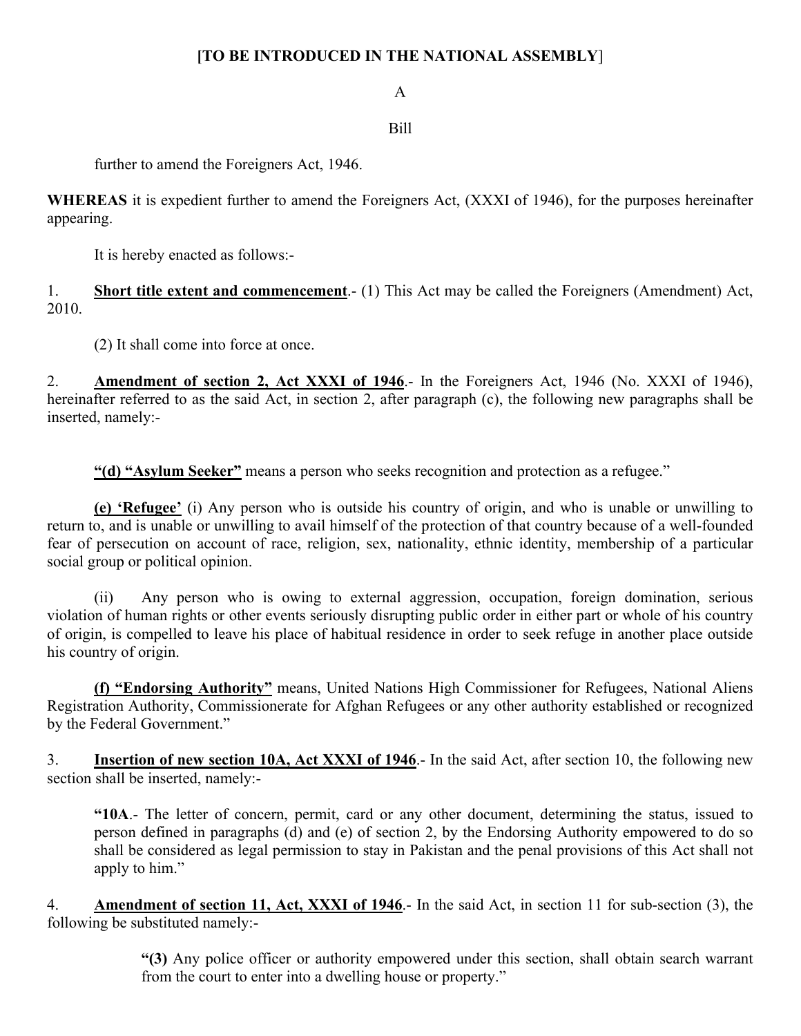**[TO BE INTRODUCED IN THE NATIONAL ASSEMBLY]**

A

Bill

further to amend the Foreigners Act, 1946.

**WHEREAS** it is expedient further to amend the Foreigners Act, (XXXI of 1946), for the purposes hereinafter appearing.

It is hereby enacted as follows:-

1. **Short title extent and commencement**.- (1) This Act may be called the Foreigners (Amendment) Act, 2010.

(2) It shall come into force at once.

2. **Amendment of section 2, Act XXXI of 1946**.- In the Foreigners Act, 1946 (No. XXXI of 1946), hereinafter referred to as the said Act, in section 2, after paragraph (c), the following new paragraphs shall be inserted, namely:-

**"(d) "Asylum Seeker"** means a person who seeks recognition and protection as a refugee."

**(e) 'Refugee'** (i) Any person who is outside his country of origin, and who is unable or unwilling to return to, and is unable or unwilling to avail himself of the protection of that country because of a well-founded fear of persecution on account of race, religion, sex, nationality, ethnic identity, membership of a particular social group or political opinion.

(ii) Any person who is owing to external aggression, occupation, foreign domination, serious violation of human rights or other events seriously disrupting public order in either part or whole of his country of origin, is compelled to leave his place of habitual residence in order to seek refuge in another place outside his country of origin.

**(f) "Endorsing Authority"** means, United Nations High Commissioner for Refugees, National Aliens Registration Authority, Commissionerate for Afghan Refugees or any other authority established or recognized by the Federal Government."

3. **Insertion of new section 10A, Act XXXI of 1946**.- In the said Act, after section 10, the following new section shall be inserted, namely:-

> **"10A**.- The letter of concern, permit, card or any other document, determining the status, issued to person defined in paragraphs (d) and (e) of section 2, by the Endorsing Authority empowered to do so shall be considered as legal permission to stay in Pakistan and the penal provisions of this Act shall not apply to him."

4. **Amendment of section 11, Act, XXXI of 1946**.- In the said Act, in section 11 for sub-section (3), the following be substituted namely:-

> **"(3)** Any police officer or authority empowered under this section, shall obtain search warrant from the court to enter into a dwelling house or property."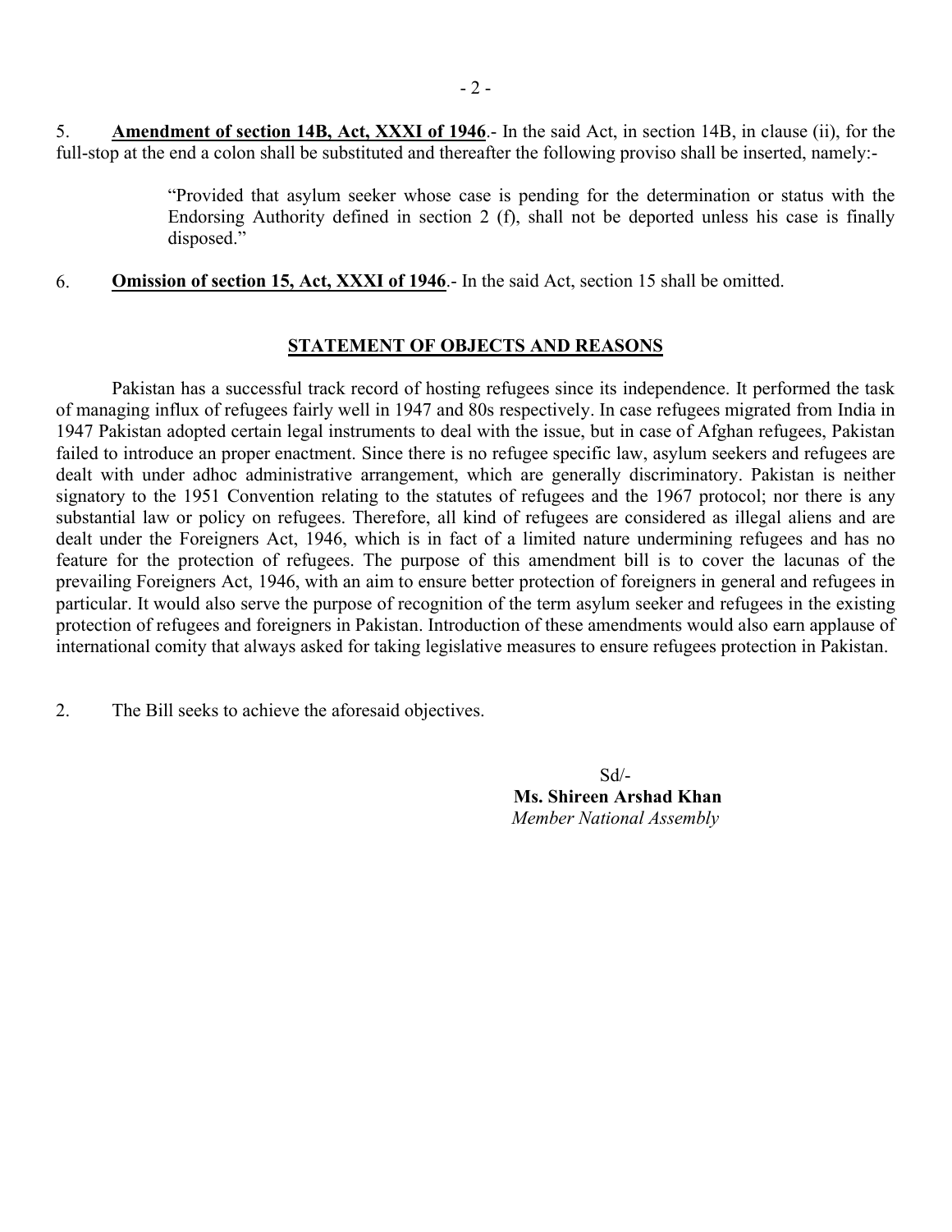5. **Amendment of section 14B, Act, XXXI of 1946**.- In the said Act, in section 14B, in clause (ii), for the full-stop at the end a colon shall be substituted and thereafter the following proviso shall be inserted, namely:-

> "Provided that asylum seeker whose case is pending for the determination or status with the Endorsing Authority defined in section 2 (f), shall not be deported unless his case is finally disposed."

6. **Omission of section 15, Act, XXXI of 1946**.- In the said Act, section 15 shall be omitted.

## STATEMENT OF OBJECTS AND REASONS

Pakistan has a successful track record of hosting refugees since its independence. It performed the task of managing influx of refugees fairly well in 1947 and 80s respectively. In case refugees migrated from India in 1947 Pakistan adopted certain legal instruments to deal with the issue, but in case of Afghan refugees, Pakistan failed to introduce an proper enactment. Since there is no refugee specific law, asylum seekers and refugees are dealt with under adhoc administrative arrangement, which are generally discriminatory. Pakistan is neither signatory to the 1951 Convention relating to the statutes of refugees and the 1967 protocol; nor there is any substantial law or policy on refugees. Therefore, all kind of refugees are considered as illegal aliens and are dealt under the Foreigners Act, 1946, which is in fact of a limited nature undermining refugees and has no feature for the protection of refugees. The purpose of this amendment bill is to cover the lacunas of the prevailing Foreigners Act, 1946, with an aim to ensure better protection of foreigners in general and refugees in particular. It would also serve the purpose of recognition of the term asylum seeker and refugees in the existing protection of refugees and foreigners in Pakistan. Introduction of these amendments would also earn applause of international comity that always asked for taking legislative measures to ensure refugees protection in Pakistan.

2. The Bill seeks to achieve the aforesaid objectives.

Sd/-
**Ms. Shireen Arshad Khan**
*Member National Assembly*